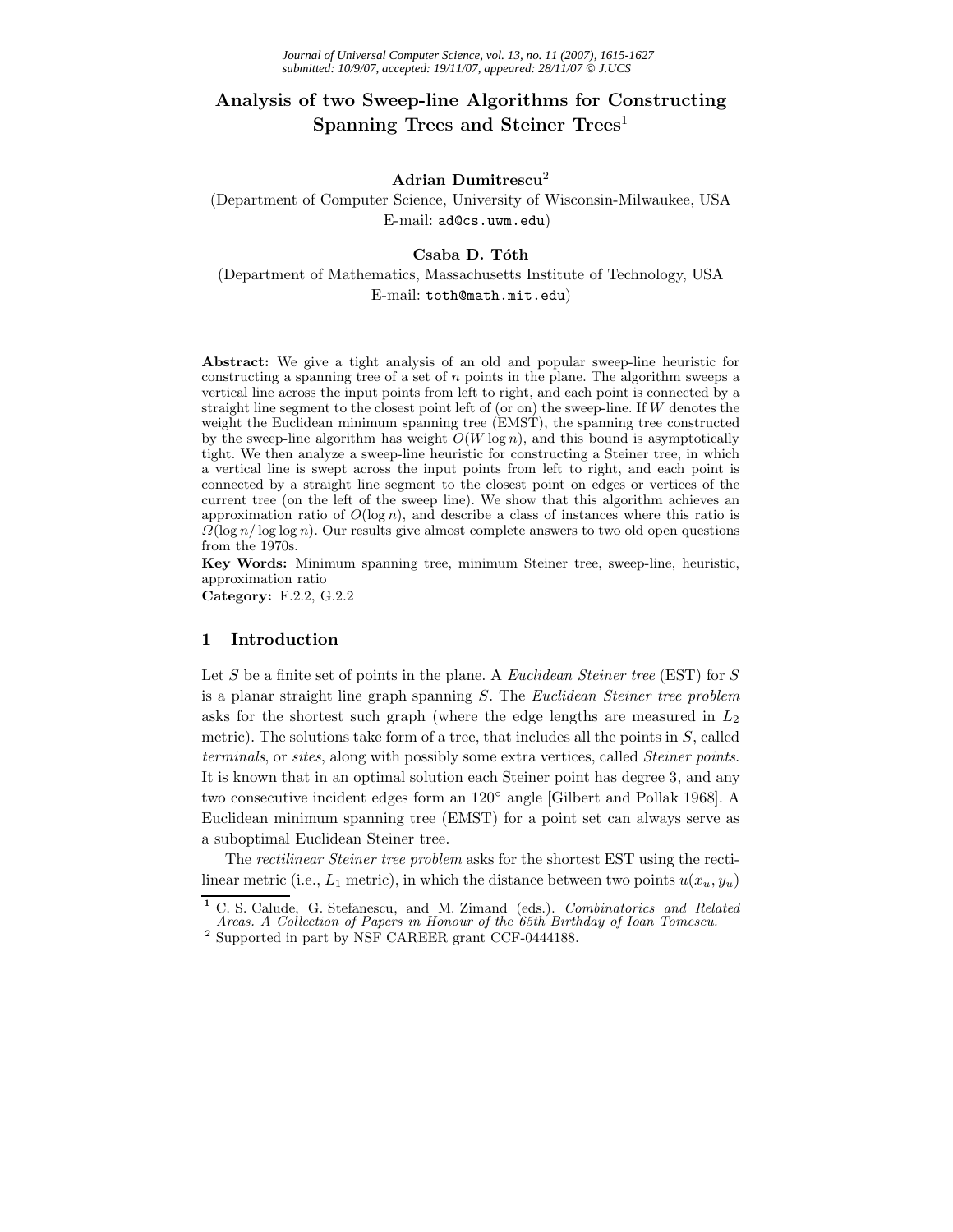# Analysis of two Sweep-line Algorithms for Constructing Spanning Trees and Steiner Trees[1]

**Adrian Dumitrescu**[2]
(Department of Computer Science, University of Wisconsin-Milwaukee, USA
E-mail: `ad@cs.uwm.edu`)

**Csaba D. Tóth**
(Department of Mathematics, Massachusetts Institute of Technology, USA
E-mail: `toth@math.mit.edu`)

**Abstract:** We give a tight analysis of an old and popular sweep-line heuristic for constructing a spanning tree of a set of $n$ points in the plane. The algorithm sweeps a vertical line across the input points from left to right, and each point is connected by a straight line segment to the closest point left of (or on) the sweep-line. If $W$ denotes the weight the Euclidean minimum spanning tree (EMST), the spanning tree constructed by the sweep-line algorithm has weight $O(W \log n)$, and this bound is asymptotically tight. We then analyze a sweep-line heuristic for constructing a Steiner tree, in which a vertical line is swept across the input points from left to right, and each point is connected by a straight line segment to the closest point on edges or vertices of the current tree (on the left of the sweep line). We show that this algorithm achieves an approximation ratio of $O(\log n)$, and describe a class of instances where this ratio is $\Omega(\log n / \log \log n)$. Our results give almost complete answers to two old open questions from the 1970s.

**Key Words:** Minimum spanning tree, minimum Steiner tree, sweep-line, heuristic, approximation ratio

**Category:** F.2.2, G.2.2

## 1 Introduction

Let $S$ be a finite set of points in the plane. A *Euclidean Steiner tree* (EST) for $S$ is a planar straight line graph spanning $S$. The *Euclidean Steiner tree problem* asks for the shortest such graph (where the edge lengths are measured in $L_2$ metric). The solutions take form of a tree, that includes all the points in $S$, called *terminals*, or *sites*, along with possibly some extra vertices, called *Steiner points*. It is known that in an optimal solution each Steiner point has degree 3, and any two consecutive incident edges form an $120°$ angle [Gilbert and Pollak 1968]. A Euclidean minimum spanning tree (EMST) for a point set can always serve as a suboptimal Euclidean Steiner tree.

The *rectilinear Steiner tree problem* asks for the shortest EST using the rectilinear metric (i.e., $L_1$ metric), in which the distance between two points $u(x_u, y_u)$

[1] C. S. Calude, G. Stefanescu, and M. Zimand (eds.). *Combinatorics and Related Areas. A Collection of Papers in Honour of the 65th Birthday of Ioan Tomescu.*

[2] Supported in part by NSF CAREER grant CCF-0444188.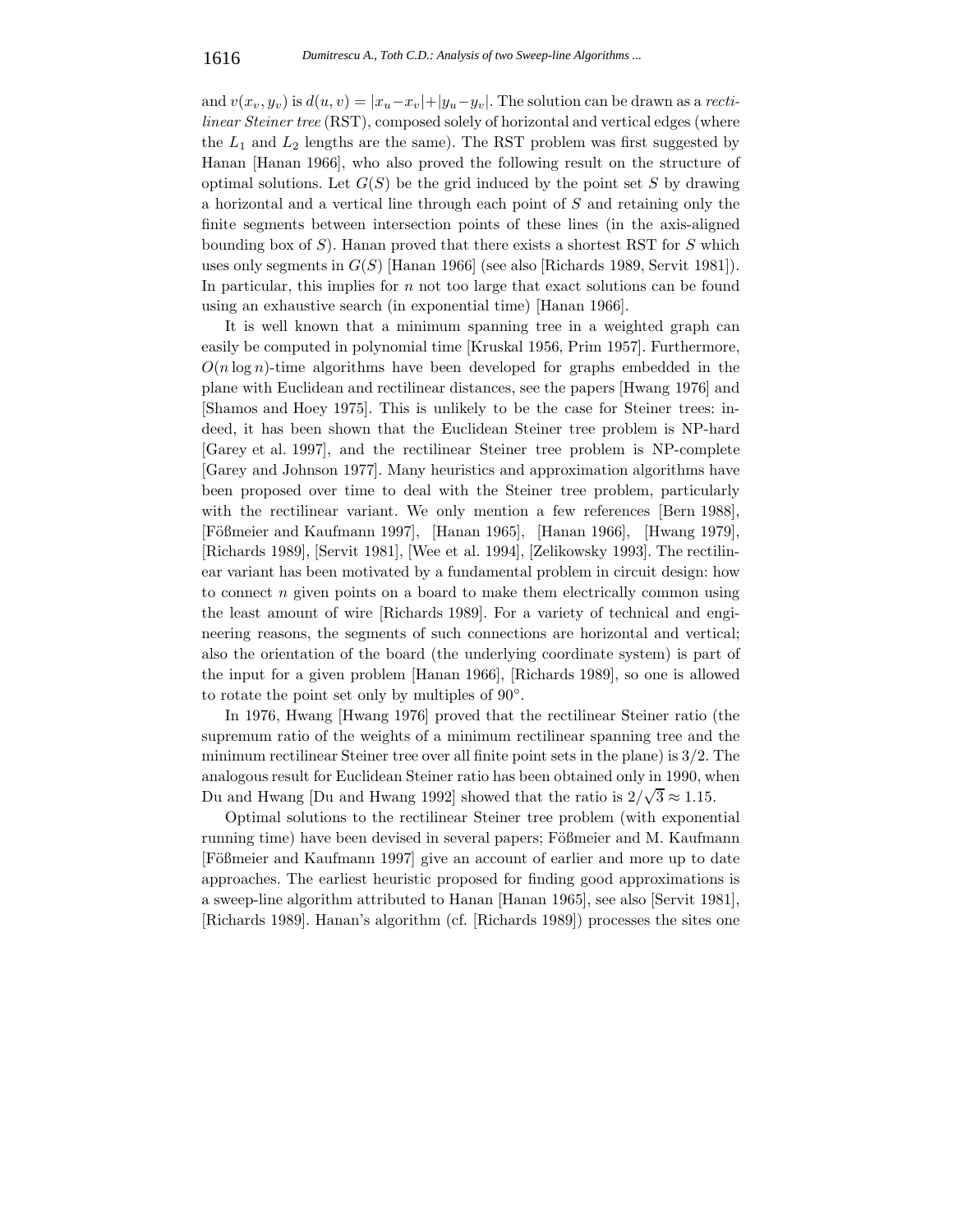and $v(x_v, y_v)$ is $d(u, v) = |x_u - x_v| + |y_u - y_v|$. The solution can be drawn as a *rectilinear Steiner tree* (RST), composed solely of horizontal and vertical edges (where the $L_1$ and $L_2$ lengths are the same). The RST problem was first suggested by Hanan [Hanan 1966], who also proved the following result on the structure of optimal solutions. Let $G(S)$ be the grid induced by the point set $S$ by drawing a horizontal and a vertical line through each point of $S$ and retaining only the finite segments between intersection points of these lines (in the axis-aligned bounding box of $S$). Hanan proved that there exists a shortest RST for $S$ which uses only segments in $G(S)$ [Hanan 1966] (see also [Richards 1989, Servit 1981]). In particular, this implies for $n$ not too large that exact solutions can be found using an exhaustive search (in exponential time) [Hanan 1966].

It is well known that a minimum spanning tree in a weighted graph can easily be computed in polynomial time [Kruskal 1956, Prim 1957]. Furthermore, $O(n \log n)$-time algorithms have been developed for graphs embedded in the plane with Euclidean and rectilinear distances, see the papers [Hwang 1976] and [Shamos and Hoey 1975]. This is unlikely to be the case for Steiner trees: indeed, it has been shown that the Euclidean Steiner tree problem is NP-hard [Garey et al. 1997], and the rectilinear Steiner tree problem is NP-complete [Garey and Johnson 1977]. Many heuristics and approximation algorithms have been proposed over time to deal with the Steiner tree problem, particularly with the rectilinear variant. We only mention a few references [Bern 1988], [Fößmeier and Kaufmann 1997], [Hanan 1965], [Hanan 1966], [Hwang 1979], [Richards 1989], [Servit 1981], [Wee et al. 1994], [Zelikowsky 1993]. The rectilinear variant has been motivated by a fundamental problem in circuit design: how to connect $n$ given points on a board to make them electrically common using the least amount of wire [Richards 1989]. For a variety of technical and engineering reasons, the segments of such connections are horizontal and vertical; also the orientation of the board (the underlying coordinate system) is part of the input for a given problem [Hanan 1966], [Richards 1989], so one is allowed to rotate the point set only by multiples of $90°$.

In 1976, Hwang [Hwang 1976] proved that the rectilinear Steiner ratio (the supremum ratio of the weights of a minimum rectilinear spanning tree and the minimum rectilinear Steiner tree over all finite point sets in the plane) is $3/2$. The analogous result for Euclidean Steiner ratio has been obtained only in 1990, when Du and Hwang [Du and Hwang 1992] showed that the ratio is $2/\sqrt{3} \approx 1.15$.

Optimal solutions to the rectilinear Steiner tree problem (with exponential running time) have been devised in several papers; Fößmeier and M. Kaufmann [Fößmeier and Kaufmann 1997] give an account of earlier and more up to date approaches. The earliest heuristic proposed for finding good approximations is a sweep-line algorithm attributed to Hanan [Hanan 1965], see also [Servit 1981], [Richards 1989]. Hanan's algorithm (cf. [Richards 1989]) processes the sites one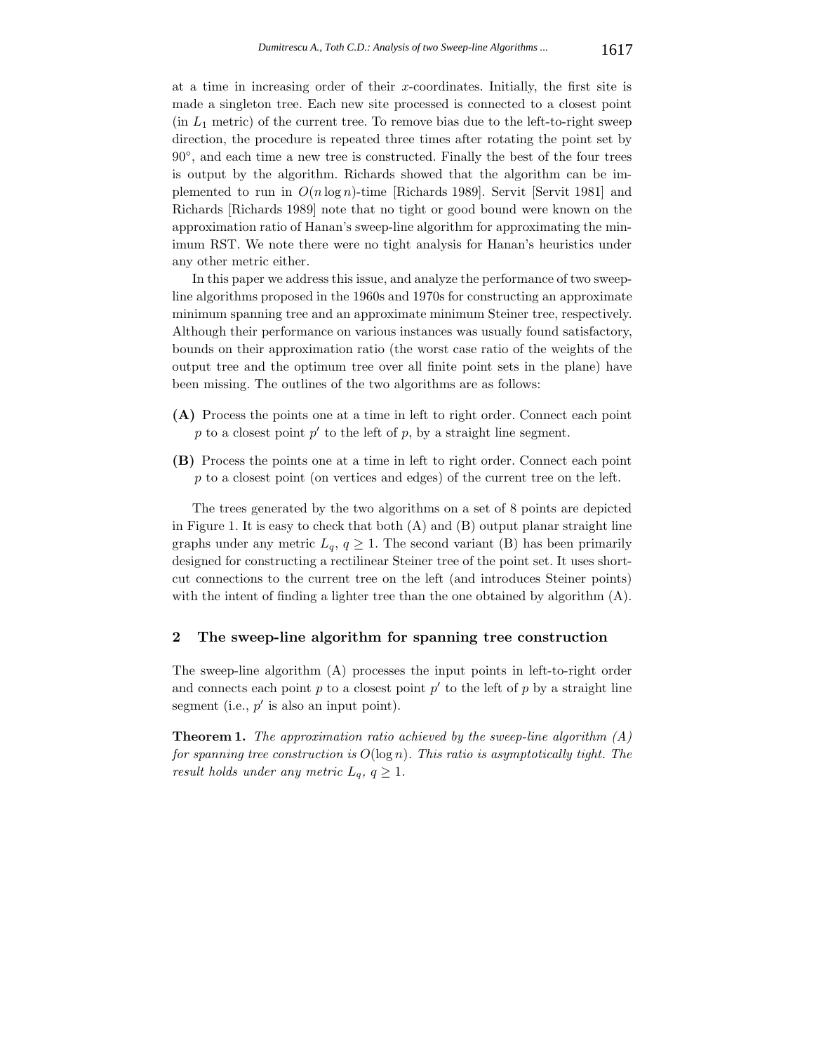at a time in increasing order of their $x$-coordinates. Initially, the first site is made a singleton tree. Each new site processed is connected to a closest point (in $L_1$ metric) of the current tree. To remove bias due to the left-to-right sweep direction, the procedure is repeated three times after rotating the point set by $90°$, and each time a new tree is constructed. Finally the best of the four trees is output by the algorithm. Richards showed that the algorithm can be implemented to run in $O(n \log n)$-time [Richards 1989]. Servit [Servit 1981] and Richards [Richards 1989] note that no tight or good bound were known on the approximation ratio of Hanan's sweep-line algorithm for approximating the minimum RST. We note there were no tight analysis for Hanan's heuristics under any other metric either.

In this paper we address this issue, and analyze the performance of two sweep-line algorithms proposed in the 1960s and 1970s for constructing an approximate minimum spanning tree and an approximate minimum Steiner tree, respectively. Although their performance on various instances was usually found satisfactory, bounds on their approximation ratio (the worst case ratio of the weights of the output tree and the optimum tree over all finite point sets in the plane) have been missing. The outlines of the two algorithms are as follows:

**(A)** Process the points one at a time in left to right order. Connect each point $p$ to a closest point $p'$ to the left of $p$, by a straight line segment.

**(B)** Process the points one at a time in left to right order. Connect each point $p$ to a closest point (on vertices and edges) of the current tree on the left.

The trees generated by the two algorithms on a set of 8 points are depicted in Figure 1. It is easy to check that both (A) and (B) output planar straight line graphs under any metric $L_q$, $q \geq 1$. The second variant (B) has been primarily designed for constructing a rectilinear Steiner tree of the point set. It uses short-cut connections to the current tree on the left (and introduces Steiner points) with the intent of finding a lighter tree than the one obtained by algorithm (A).

## 2 The sweep-line algorithm for spanning tree construction

The sweep-line algorithm (A) processes the input points in left-to-right order and connects each point $p$ to a closest point $p'$ to the left of $p$ by a straight line segment (i.e., $p'$ is also an input point).

**Theorem 1.** *The approximation ratio achieved by the sweep-line algorithm (A) for spanning tree construction is $O(\log n)$. This ratio is asymptotically tight. The result holds under any metric $L_q$, $q \geq 1$.*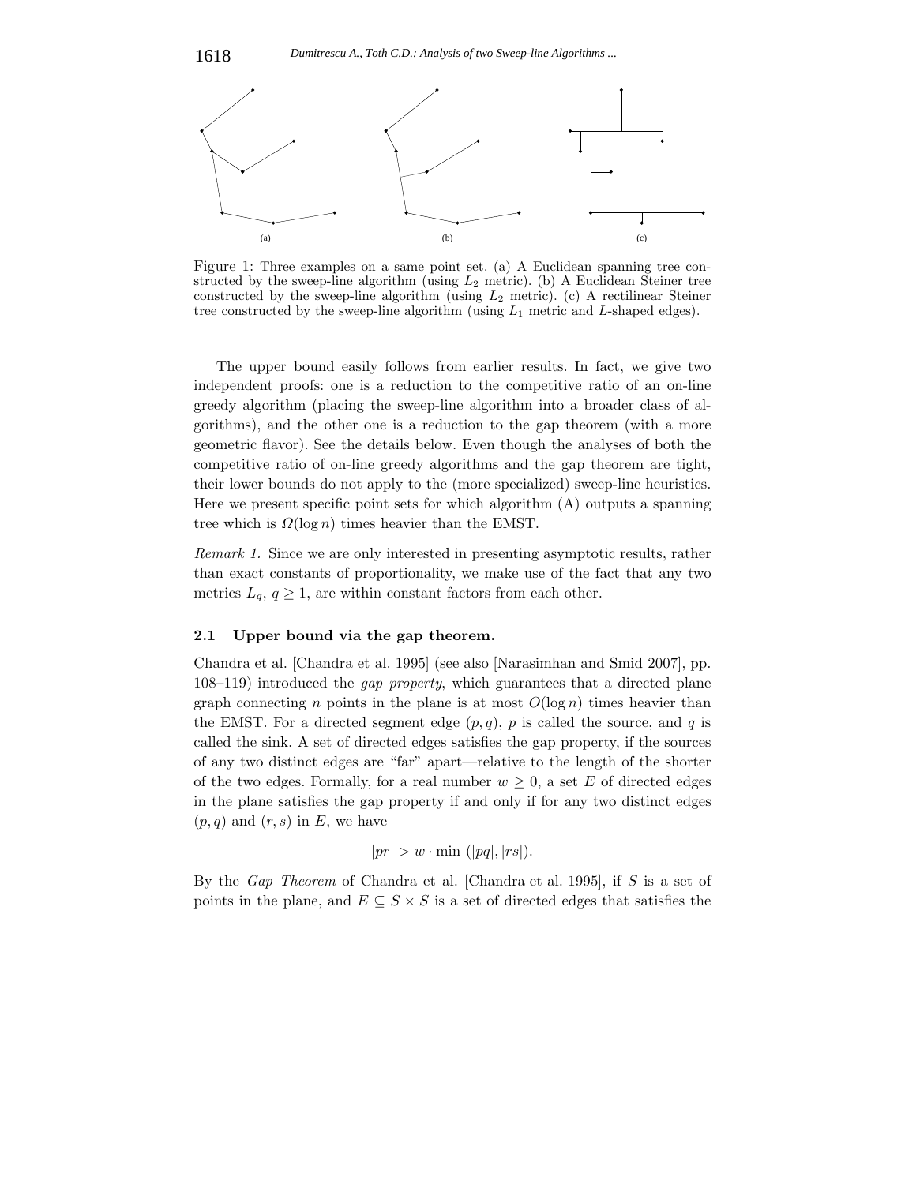Figure 1: Three examples on a same point set. (a) A Euclidean spanning tree constructed by the sweep-line algorithm (using $L_2$ metric). (b) A Euclidean Steiner tree constructed by the sweep-line algorithm (using $L_2$ metric). (c) A rectilinear Steiner tree constructed by the sweep-line algorithm (using $L_1$ metric and $L$-shaped edges).

The upper bound easily follows from earlier results. In fact, we give two independent proofs: one is a reduction to the competitive ratio of an on-line greedy algorithm (placing the sweep-line algorithm into a broader class of algorithms), and the other one is a reduction to the gap theorem (with a more geometric flavor). See the details below. Even though the analyses of both the competitive ratio of on-line greedy algorithms and the gap theorem are tight, their lower bounds do not apply to the (more specialized) sweep-line heuristics. Here we present specific point sets for which algorithm (A) outputs a spanning tree which is $\Omega(\log n)$ times heavier than the EMST.

*Remark 1.* Since we are only interested in presenting asymptotic results, rather than exact constants of proportionality, we make use of the fact that any two metrics $L_q$, $q \geq 1$, are within constant factors from each other.

### 2.1 Upper bound via the gap theorem.

Chandra et al. [Chandra et al. 1995] (see also [Narasimhan and Smid 2007], pp. 108–119) introduced the *gap property*, which guarantees that a directed plane graph connecting $n$ points in the plane is at most $O(\log n)$ times heavier than the EMST. For a directed segment edge $(p, q)$, $p$ is called the source, and $q$ is called the sink. A set of directed edges satisfies the gap property, if the sources of any two distinct edges are "far" apart—relative to the length of the shorter of the two edges. Formally, for a real number $w \geq 0$, a set $E$ of directed edges in the plane satisfies the gap property if and only if for any two distinct edges $(p, q)$ and $(r, s)$ in $E$, we have

$$|pr| > w \cdot \min\,(|pq|, |rs|).$$

By the *Gap Theorem* of Chandra et al. [Chandra et al. 1995], if $S$ is a set of points in the plane, and $E \subseteq S \times S$ is a set of directed edges that satisfies the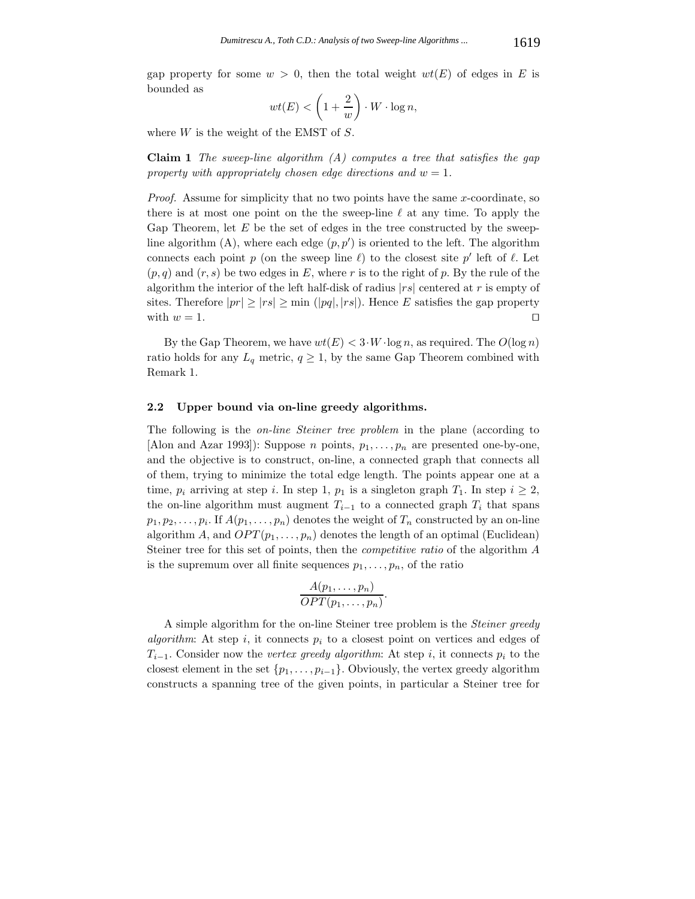gap property for some $w > 0$, then the total weight $wt(E)$ of edges in $E$ is bounded as

$$wt(E) < \left(1 + \frac{2}{w}\right) \cdot W \cdot \log n,$$

where $W$ is the weight of the EMST of $S$.

**Claim 1** *The sweep-line algorithm (A) computes a tree that satisfies the gap property with appropriately chosen edge directions and $w = 1$.*

*Proof.* Assume for simplicity that no two points have the same $x$-coordinate, so there is at most one point on the the sweep-line $\ell$ at any time. To apply the Gap Theorem, let $E$ be the set of edges in the tree constructed by the sweep-line algorithm (A), where each edge $(p, p')$ is oriented to the left. The algorithm connects each point $p$ (on the sweep line $\ell$) to the closest site $p'$ left of $\ell$. Let $(p, q)$ and $(r, s)$ be two edges in $E$, where $r$ is to the right of $p$. By the rule of the algorithm the interior of the left half-disk of radius $|rs|$ centered at $r$ is empty of sites. Therefore $|pr| \geq |rs| \geq \min(|pq|, |rs|)$. Hence $E$ satisfies the gap property with $w = 1$. ◻

By the Gap Theorem, we have $wt(E) < 3 \cdot W \cdot \log n$, as required. The $O(\log n)$ ratio holds for any $L_q$ metric, $q \geq 1$, by the same Gap Theorem combined with Remark 1.

### 2.2 Upper bound via on-line greedy algorithms.

The following is the *on-line Steiner tree problem* in the plane (according to [Alon and Azar 1993]): Suppose $n$ points, $p_1, \ldots, p_n$ are presented one-by-one, and the objective is to construct, on-line, a connected graph that connects all of them, trying to minimize the total edge length. The points appear one at a time, $p_i$ arriving at step $i$. In step 1, $p_1$ is a singleton graph $T_1$. In step $i \geq 2$, the on-line algorithm must augment $T_{i-1}$ to a connected graph $T_i$ that spans $p_1, p_2, \ldots, p_i$. If $A(p_1, \ldots, p_n)$ denotes the weight of $T_n$ constructed by an on-line algorithm $A$, and $OPT(p_1, \ldots, p_n)$ denotes the length of an optimal (Euclidean) Steiner tree for this set of points, then the *competitive ratio* of the algorithm $A$ is the supremum over all finite sequences $p_1, \ldots, p_n$, of the ratio

$$\frac{A(p_1, \ldots, p_n)}{OPT(p_1, \ldots, p_n)}.$$

A simple algorithm for the on-line Steiner tree problem is the *Steiner greedy algorithm*: At step $i$, it connects $p_i$ to a closest point on vertices and edges of $T_{i-1}$. Consider now the *vertex greedy algorithm*: At step $i$, it connects $p_i$ to the closest element in the set $\{p_1, \ldots, p_{i-1}\}$. Obviously, the vertex greedy algorithm constructs a spanning tree of the given points, in particular a Steiner tree for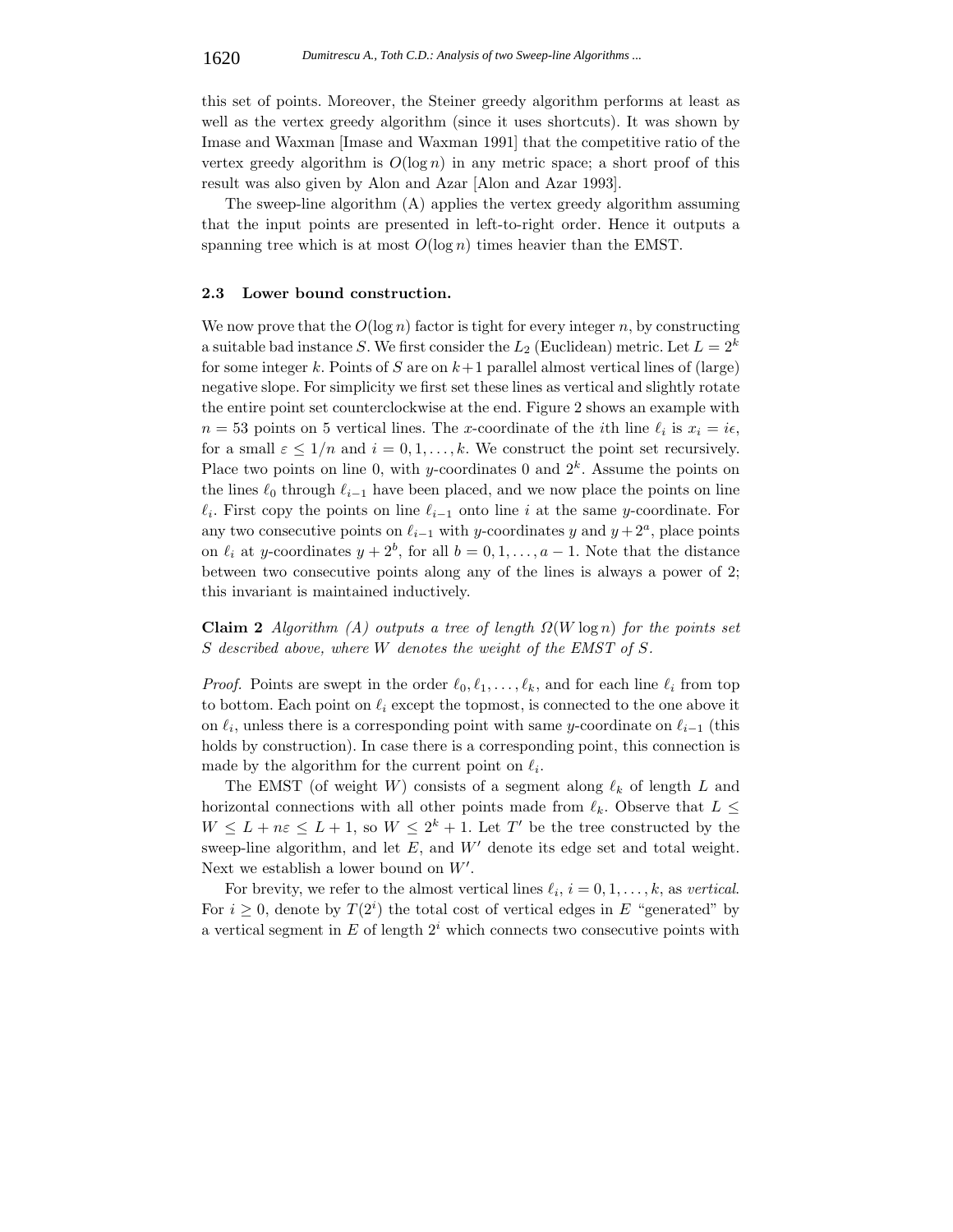this set of points. Moreover, the Steiner greedy algorithm performs at least as well as the vertex greedy algorithm (since it uses shortcuts). It was shown by Imase and Waxman [Imase and Waxman 1991] that the competitive ratio of the vertex greedy algorithm is $O(\log n)$ in any metric space; a short proof of this result was also given by Alon and Azar [Alon and Azar 1993].

The sweep-line algorithm (A) applies the vertex greedy algorithm assuming that the input points are presented in left-to-right order. Hence it outputs a spanning tree which is at most $O(\log n)$ times heavier than the EMST.

### 2.3 Lower bound construction.

We now prove that the $O(\log n)$ factor is tight for every integer $n$, by constructing a suitable bad instance $S$. We first consider the $L_2$ (Euclidean) metric. Let $L = 2^k$ for some integer $k$. Points of $S$ are on $k+1$ parallel almost vertical lines of (large) negative slope. For simplicity we first set these lines as vertical and slightly rotate the entire point set counterclockwise at the end. Figure 2 shows an example with $n = 53$ points on 5 vertical lines. The $x$-coordinate of the $i$th line $\ell_i$ is $x_i = i\epsilon$, for a small $\varepsilon \leq 1/n$ and $i = 0, 1, \ldots, k$. We construct the point set recursively. Place two points on line 0, with $y$-coordinates 0 and $2^k$. Assume the points on the lines $\ell_0$ through $\ell_{i-1}$ have been placed, and we now place the points on line $\ell_i$. First copy the points on line $\ell_{i-1}$ onto line $i$ at the same $y$-coordinate. For any two consecutive points on $\ell_{i-1}$ with $y$-coordinates $y$ and $y + 2^a$, place points on $\ell_i$ at $y$-coordinates $y + 2^b$, for all $b = 0, 1, \ldots, a-1$. Note that the distance between two consecutive points along any of the lines is always a power of 2; this invariant is maintained inductively.

**Claim 2** *Algorithm (A) outputs a tree of length $\Omega(W \log n)$ for the points set $S$ described above, where $W$ denotes the weight of the EMST of $S$.*

*Proof.* Points are swept in the order $\ell_0, \ell_1, \ldots, \ell_k$, and for each line $\ell_i$ from top to bottom. Each point on $\ell_i$ except the topmost, is connected to the one above it on $\ell_i$, unless there is a corresponding point with same $y$-coordinate on $\ell_{i-1}$ (this holds by construction). In case there is a corresponding point, this connection is made by the algorithm for the current point on $\ell_i$.

The EMST (of weight $W$) consists of a segment along $\ell_k$ of length $L$ and horizontal connections with all other points made from $\ell_k$. Observe that $L \leq W \leq L + n\varepsilon \leq L + 1$, so $W \leq 2^k + 1$. Let $T'$ be the tree constructed by the sweep-line algorithm, and let $E$, and $W'$ denote its edge set and total weight. Next we establish a lower bound on $W'$.

For brevity, we refer to the almost vertical lines $\ell_i$, $i = 0, 1, \ldots, k$, as *vertical*. For $i \geq 0$, denote by $T(2^i)$ the total cost of vertical edges in $E$ "generated" by a vertical segment in $E$ of length $2^i$ which connects two consecutive points with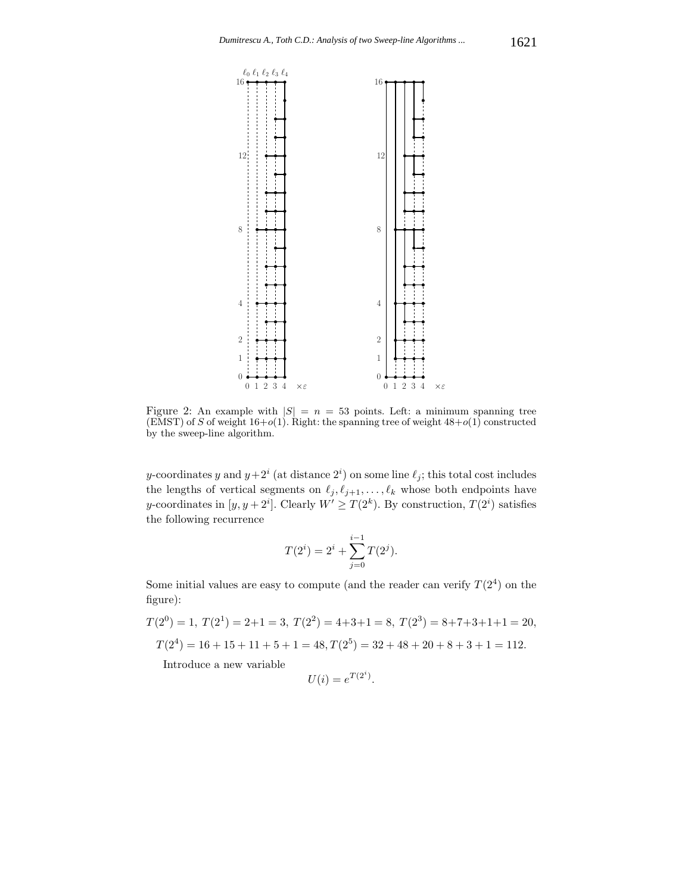Figure 2: An example with $|S| = n = 53$ points. Left: a minimum spanning tree (EMST) of $S$ of weight $16+o(1)$. Right: the spanning tree of weight $48+o(1)$ constructed by the sweep-line algorithm.

$y$-coordinates $y$ and $y+2^i$ (at distance $2^i$) on some line $\ell_j$; this total cost includes the lengths of vertical segments on $\ell_j, \ell_{j+1}, \ldots, \ell_k$ whose both endpoints have $y$-coordinates in $[y, y+2^i]$. Clearly $W' \geq T(2^k)$. By construction, $T(2^i)$ satisfies the following recurrence

$$T(2^i) = 2^i + \sum_{j=0}^{i-1} T(2^j).$$

Some initial values are easy to compute (and the reader can verify $T(2^4)$ on the figure):

$T(2^0) = 1,\ T(2^1) = 2+1 = 3,\ T(2^2) = 4+3+1 = 8,\ T(2^3) = 8+7+3+1+1 = 20,$

$T(2^4) = 16 + 15 + 11 + 5 + 1 = 48, T(2^5) = 32 + 48 + 20 + 8 + 3 + 1 = 112.$

Introduce a new variable

$$U(i) = e^{T(2^i)}.$$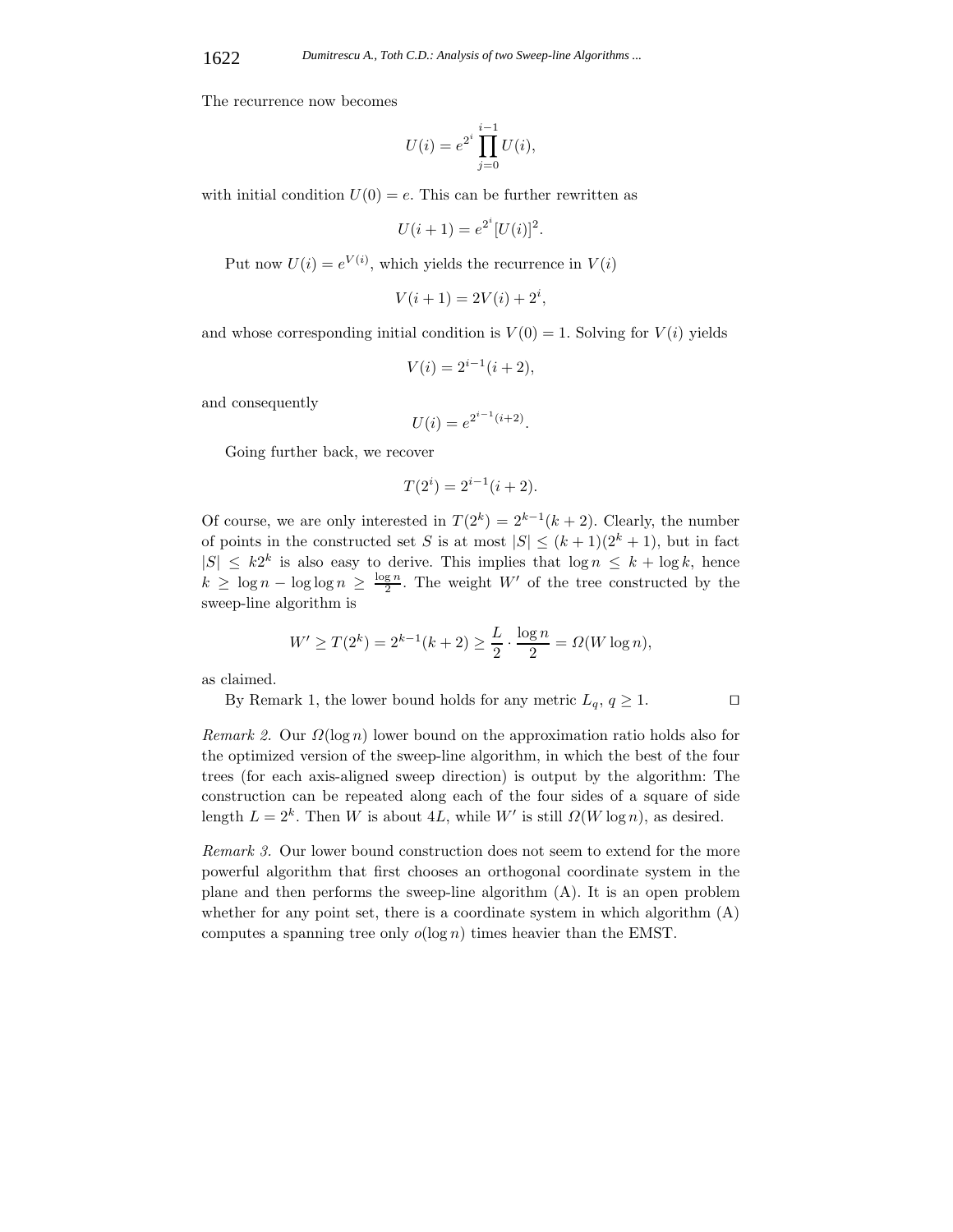The recurrence now becomes

$$U(i) = e^{2^i} \prod_{j=0}^{i-1} U(i),$$

with initial condition $U(0) = e$. This can be further rewritten as

$$U(i+1) = e^{2^i} [U(i)]^2.$$

Put now $U(i) = e^{V(i)}$, which yields the recurrence in $V(i)$

$$V(i+1) = 2V(i) + 2^i,$$

and whose corresponding initial condition is $V(0) = 1$. Solving for $V(i)$ yields

$$V(i) = 2^{i-1}(i+2),$$

and consequently

$$U(i) = e^{2^{i-1}(i+2)}.$$

Going further back, we recover

$$T(2^i) = 2^{i-1}(i+2).$$

Of course, we are only interested in $T(2^k) = 2^{k-1}(k+2)$. Clearly, the number of points in the constructed set $S$ is at most $|S| \leq (k+1)(2^k+1)$, but in fact $|S| \leq k2^k$ is also easy to derive. This implies that $\log n \leq k + \log k$, hence $k \geq \log n - \log \log n \geq \frac{\log n}{2}$. The weight $W'$ of the tree constructed by the sweep-line algorithm is

$$W' \geq T(2^k) = 2^{k-1}(k+2) \geq \frac{L}{2} \cdot \frac{\log n}{2} = \Omega(W \log n),$$

as claimed.

By Remark 1, the lower bound holds for any metric $L_q$, $q \geq 1$. □

*Remark 2.* Our $\Omega(\log n)$ lower bound on the approximation ratio holds also for the optimized version of the sweep-line algorithm, in which the best of the four trees (for each axis-aligned sweep direction) is output by the algorithm: The construction can be repeated along each of the four sides of a square of side length $L = 2^k$. Then $W$ is about $4L$, while $W'$ is still $\Omega(W \log n)$, as desired.

*Remark 3.* Our lower bound construction does not seem to extend for the more powerful algorithm that first chooses an orthogonal coordinate system in the plane and then performs the sweep-line algorithm (A). It is an open problem whether for any point set, there is a coordinate system in which algorithm (A) computes a spanning tree only $o(\log n)$ times heavier than the EMST.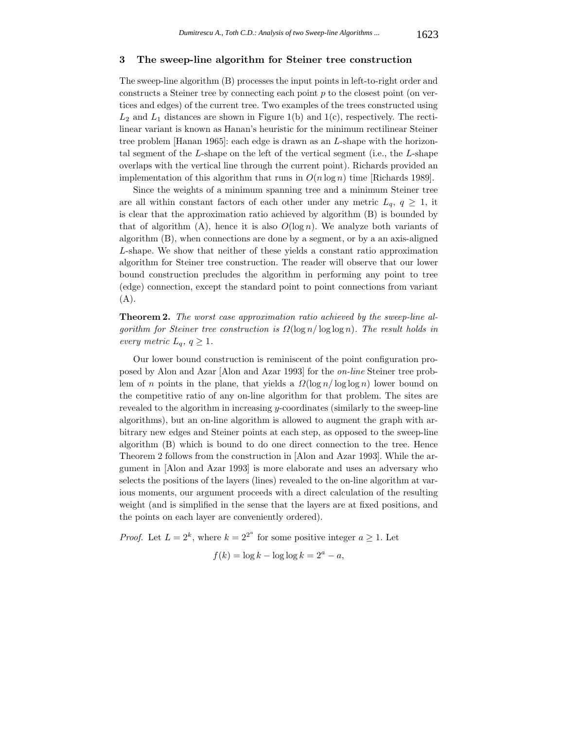## 3 The sweep-line algorithm for Steiner tree construction

The sweep-line algorithm (B) processes the input points in left-to-right order and constructs a Steiner tree by connecting each point $p$ to the closest point (on vertices and edges) of the current tree. Two examples of the trees constructed using $L_2$ and $L_1$ distances are shown in Figure 1(b) and 1(c), respectively. The rectilinear variant is known as Hanan's heuristic for the minimum rectilinear Steiner tree problem [Hanan 1965]: each edge is drawn as an $L$-shape with the horizontal segment of the $L$-shape on the left of the vertical segment (i.e., the $L$-shape overlaps with the vertical line through the current point). Richards provided an implementation of this algorithm that runs in $O(n \log n)$ time [Richards 1989].

Since the weights of a minimum spanning tree and a minimum Steiner tree are all within constant factors of each other under any metric $L_q$, $q \geq 1$, it is clear that the approximation ratio achieved by algorithm (B) is bounded by that of algorithm (A), hence it is also $O(\log n)$. We analyze both variants of algorithm (B), when connections are done by a segment, or by a an axis-aligned $L$-shape. We show that neither of these yields a constant ratio approximation algorithm for Steiner tree construction. The reader will observe that our lower bound construction precludes the algorithm in performing any point to tree (edge) connection, except the standard point to point connections from variant (A).

**Theorem 2.** *The worst case approximation ratio achieved by the sweep-line algorithm for Steiner tree construction is $\Omega(\log n / \log \log n)$. The result holds in every metric $L_q$, $q \geq 1$.*

Our lower bound construction is reminiscent of the point configuration proposed by Alon and Azar [Alon and Azar 1993] for the *on-line* Steiner tree problem of $n$ points in the plane, that yields a $\Omega(\log n / \log \log n)$ lower bound on the competitive ratio of any on-line algorithm for that problem. The sites are revealed to the algorithm in increasing $y$-coordinates (similarly to the sweep-line algorithms), but an on-line algorithm is allowed to augment the graph with arbitrary new edges and Steiner points at each step, as opposed to the sweep-line algorithm (B) which is bound to do one direct connection to the tree. Hence Theorem 2 follows from the construction in [Alon and Azar 1993]. While the argument in [Alon and Azar 1993] is more elaborate and uses an adversary who selects the positions of the layers (lines) revealed to the on-line algorithm at various moments, our argument proceeds with a direct calculation of the resulting weight (and is simplified in the sense that the layers are at fixed positions, and the points on each layer are conveniently ordered).

*Proof.* Let $L = 2^k$, where $k = 2^{2^a}$ for some positive integer $a \geq 1$. Let

$$f(k) = \log k - \log \log k = 2^a - a,$$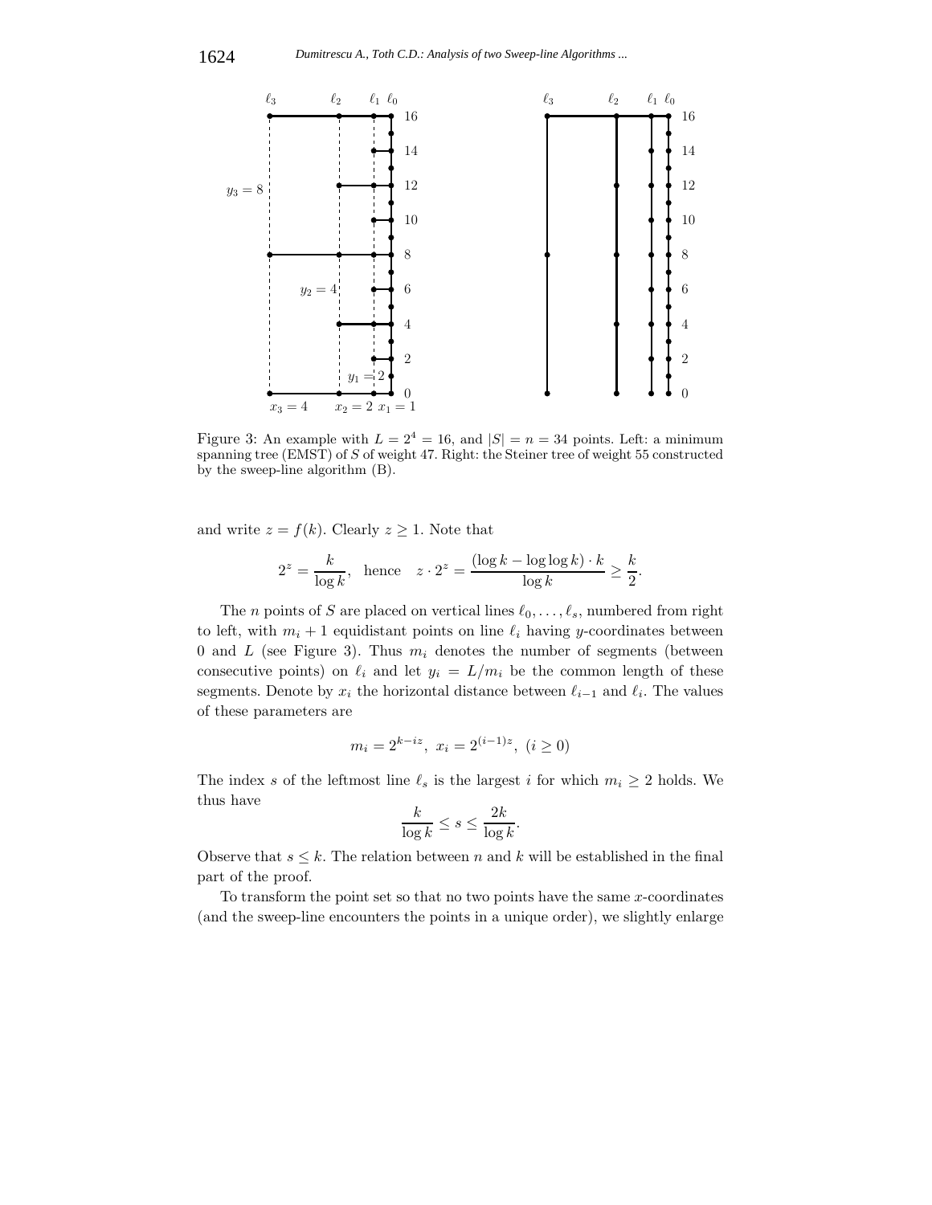Figure 3: An example with $L = 2^4 = 16$, and $|S| = n = 34$ points. Left: a minimum spanning tree (EMST) of $S$ of weight 47. Right: the Steiner tree of weight 55 constructed by the sweep-line algorithm (B).

and write $z = f(k)$. Clearly $z \geq 1$. Note that

$$2^z = \frac{k}{\log k}, \quad \text{hence} \quad z \cdot 2^z = \frac{(\log k - \log\log k) \cdot k}{\log k} \geq \frac{k}{2}.$$

The $n$ points of $S$ are placed on vertical lines $\ell_0, \ldots, \ell_s$, numbered from right to left, with $m_i + 1$ equidistant points on line $\ell_i$ having $y$-coordinates between 0 and $L$ (see Figure 3). Thus $m_i$ denotes the number of segments (between consecutive points) on $\ell_i$ and let $y_i = L/m_i$ be the common length of these segments. Denote by $x_i$ the horizontal distance between $\ell_{i-1}$ and $\ell_i$. The values of these parameters are

$$m_i = 2^{k-iz}, \; x_i = 2^{(i-1)z}, \; (i \geq 0)$$

The index $s$ of the leftmost line $\ell_s$ is the largest $i$ for which $m_i \geq 2$ holds. We thus have

$$\frac{k}{\log k} \leq s \leq \frac{2k}{\log k}.$$

Observe that $s \leq k$. The relation between $n$ and $k$ will be established in the final part of the proof.

To transform the point set so that no two points have the same $x$-coordinates (and the sweep-line encounters the points in a unique order), we slightly enlarge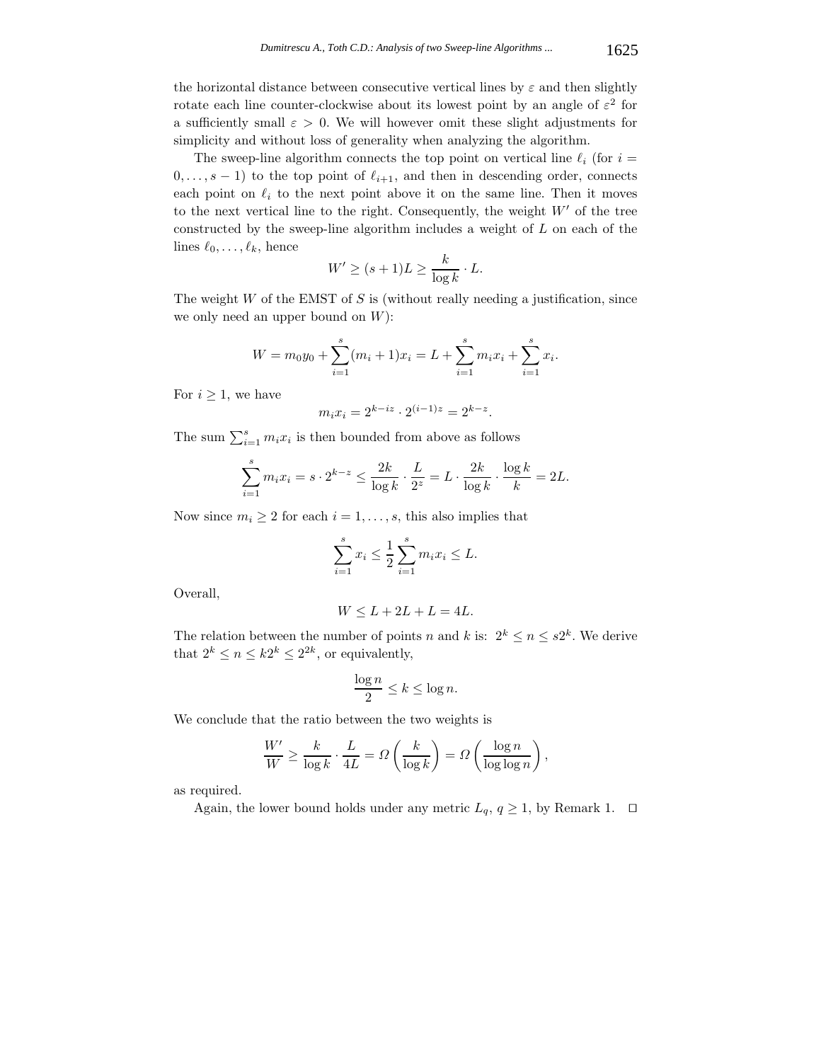the horizontal distance between consecutive vertical lines by $\varepsilon$ and then slightly rotate each line counter-clockwise about its lowest point by an angle of $\varepsilon^2$ for a sufficiently small $\varepsilon > 0$. We will however omit these slight adjustments for simplicity and without loss of generality when analyzing the algorithm.

The sweep-line algorithm connects the top point on vertical line $\ell_i$ (for $i = 0, \ldots, s-1$) to the top point of $\ell_{i+1}$, and then in descending order, connects each point on $\ell_i$ to the next point above it on the same line. Then it moves to the next vertical line to the right. Consequently, the weight $W'$ of the tree constructed by the sweep-line algorithm includes a weight of $L$ on each of the lines $\ell_0, \ldots, \ell_k$, hence

$$W' \geq (s+1)L \geq \frac{k}{\log k} \cdot L.$$

The weight $W$ of the EMST of $S$ is (without really needing a justification, since we only need an upper bound on $W$):

$$W = m_0 y_0 + \sum_{i=1}^{s} (m_i + 1) x_i = L + \sum_{i=1}^{s} m_i x_i + \sum_{i=1}^{s} x_i.$$

For $i \geq 1$, we have

$$m_i x_i = 2^{k-iz} \cdot 2^{(i-1)z} = 2^{k-z}.$$

The sum $\sum_{i=1}^{s} m_i x_i$ is then bounded from above as follows

$$\sum_{i=1}^{s} m_i x_i = s \cdot 2^{k-z} \leq \frac{2k}{\log k} \cdot \frac{L}{2^z} = L \cdot \frac{2k}{\log k} \cdot \frac{\log k}{k} = 2L.$$

Now since $m_i \geq 2$ for each $i = 1, \ldots, s$, this also implies that

$$\sum_{i=1}^{s} x_i \leq \frac{1}{2} \sum_{i=1}^{s} m_i x_i \leq L.$$

Overall,

$$W \leq L + 2L + L = 4L.$$

The relation between the number of points $n$ and $k$ is: $2^k \leq n \leq s 2^k$. We derive that $2^k \leq n \leq k 2^k \leq 2^{2k}$, or equivalently,

$$\frac{\log n}{2} \leq k \leq \log n.$$

We conclude that the ratio between the two weights is

$$\frac{W'}{W} \geq \frac{k}{\log k} \cdot \frac{L}{4L} = \Omega\left(\frac{k}{\log k}\right) = \Omega\left(\frac{\log n}{\log \log n}\right),$$

as required.

Again, the lower bound holds under any metric $L_q$, $q \geq 1$, by Remark 1. $\square$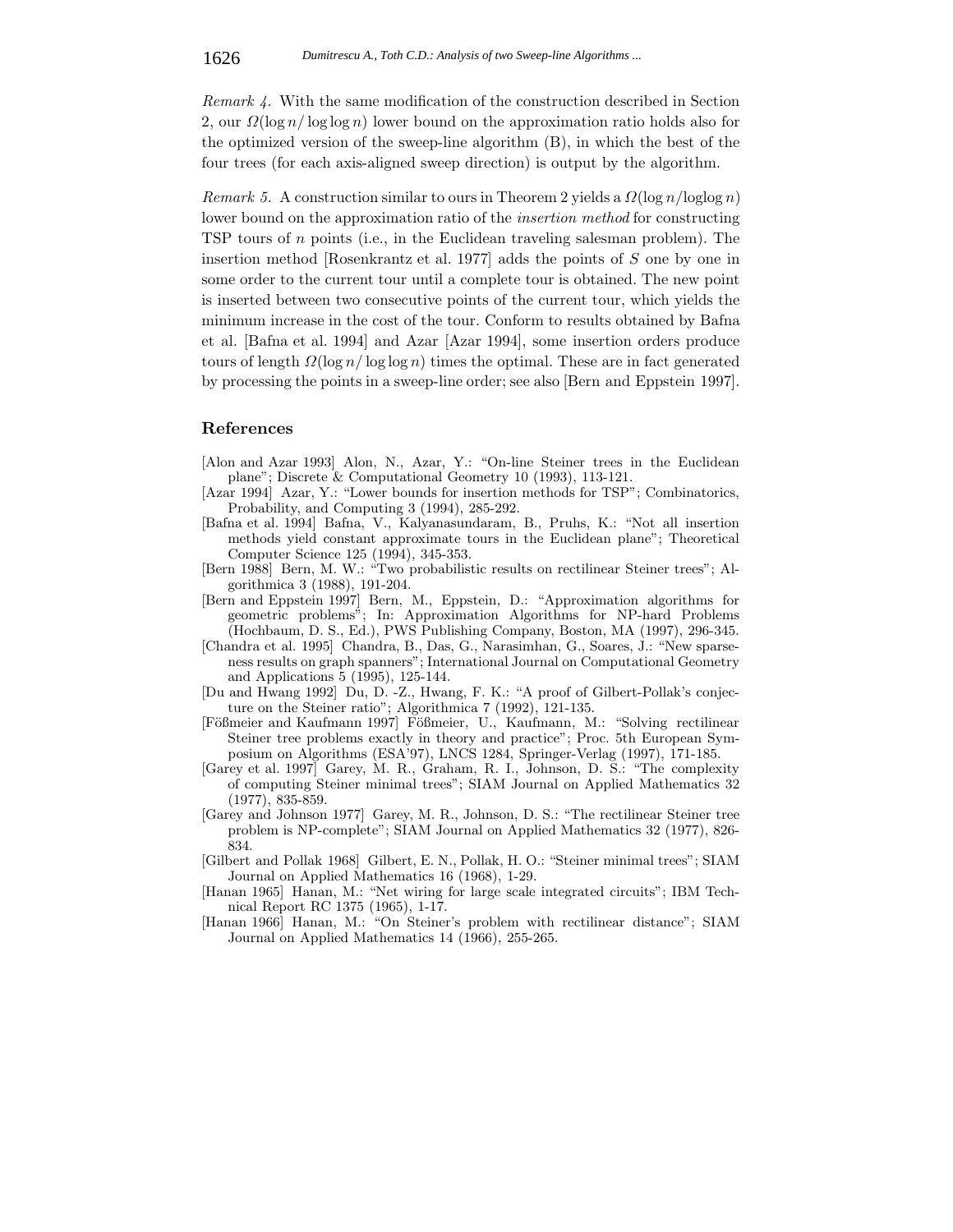*Remark 4.* With the same modification of the construction described in Section 2, our $\Omega(\log n/\log\log n)$ lower bound on the approximation ratio holds also for the optimized version of the sweep-line algorithm (B), in which the best of the four trees (for each axis-aligned sweep direction) is output by the algorithm.

*Remark 5.* A construction similar to ours in Theorem 2 yields a $\Omega(\log n/\text{loglog}\, n)$ lower bound on the approximation ratio of the *insertion method* for constructing TSP tours of $n$ points (i.e., in the Euclidean traveling salesman problem). The insertion method [Rosenkrantz et al. 1977] adds the points of $S$ one by one in some order to the current tour until a complete tour is obtained. The new point is inserted between two consecutive points of the current tour, which yields the minimum increase in the cost of the tour. Conform to results obtained by Bafna et al. [Bafna et al. 1994] and Azar [Azar 1994], some insertion orders produce tours of length $\Omega(\log n/\log\log n)$ times the optimal. These are in fact generated by processing the points in a sweep-line order; see also [Bern and Eppstein 1997].

## References

[Alon and Azar 1993] Alon, N., Azar, Y.: "On-line Steiner trees in the Euclidean plane"; Discrete & Computational Geometry 10 (1993), 113-121.

[Azar 1994] Azar, Y.: "Lower bounds for insertion methods for TSP"; Combinatorics, Probability, and Computing 3 (1994), 285-292.

[Bafna et al. 1994] Bafna, V., Kalyanasundaram, B., Pruhs, K.: "Not all insertion methods yield constant approximate tours in the Euclidean plane"; Theoretical Computer Science 125 (1994), 345-353.

[Bern 1988] Bern, M. W.: "Two probabilistic results on rectilinear Steiner trees"; Algorithmica 3 (1988), 191-204.

[Bern and Eppstein 1997] Bern, M., Eppstein, D.: "Approximation algorithms for geometric problems"; In: Approximation Algorithms for NP-hard Problems (Hochbaum, D. S., Ed.), PWS Publishing Company, Boston, MA (1997), 296-345.

[Chandra et al. 1995] Chandra, B., Das, G., Narasimhan, G., Soares, J.: "New sparseness results on graph spanners"; International Journal on Computational Geometry and Applications 5 (1995), 125-144.

[Du and Hwang 1992] Du, D. -Z., Hwang, F. K.: "A proof of Gilbert-Pollak's conjecture on the Steiner ratio"; Algorithmica 7 (1992), 121-135.

[Fößmeier and Kaufmann 1997] Fößmeier, U., Kaufmann, M.: "Solving rectilinear Steiner tree problems exactly in theory and practice"; Proc. 5th European Symposium on Algorithms (ESA'97), LNCS 1284, Springer-Verlag (1997), 171-185.

[Garey et al. 1997] Garey, M. R., Graham, R. I., Johnson, D. S.: "The complexity of computing Steiner minimal trees"; SIAM Journal on Applied Mathematics 32 (1977), 835-859.

[Garey and Johnson 1977] Garey, M. R., Johnson, D. S.: "The rectilinear Steiner tree problem is NP-complete"; SIAM Journal on Applied Mathematics 32 (1977), 826-834.

[Gilbert and Pollak 1968] Gilbert, E. N., Pollak, H. O.: "Steiner minimal trees"; SIAM Journal on Applied Mathematics 16 (1968), 1-29.

[Hanan 1965] Hanan, M.: "Net wiring for large scale integrated circuits"; IBM Technical Report RC 1375 (1965), 1-17.

[Hanan 1966] Hanan, M.: "On Steiner's problem with rectilinear distance"; SIAM Journal on Applied Mathematics 14 (1966), 255-265.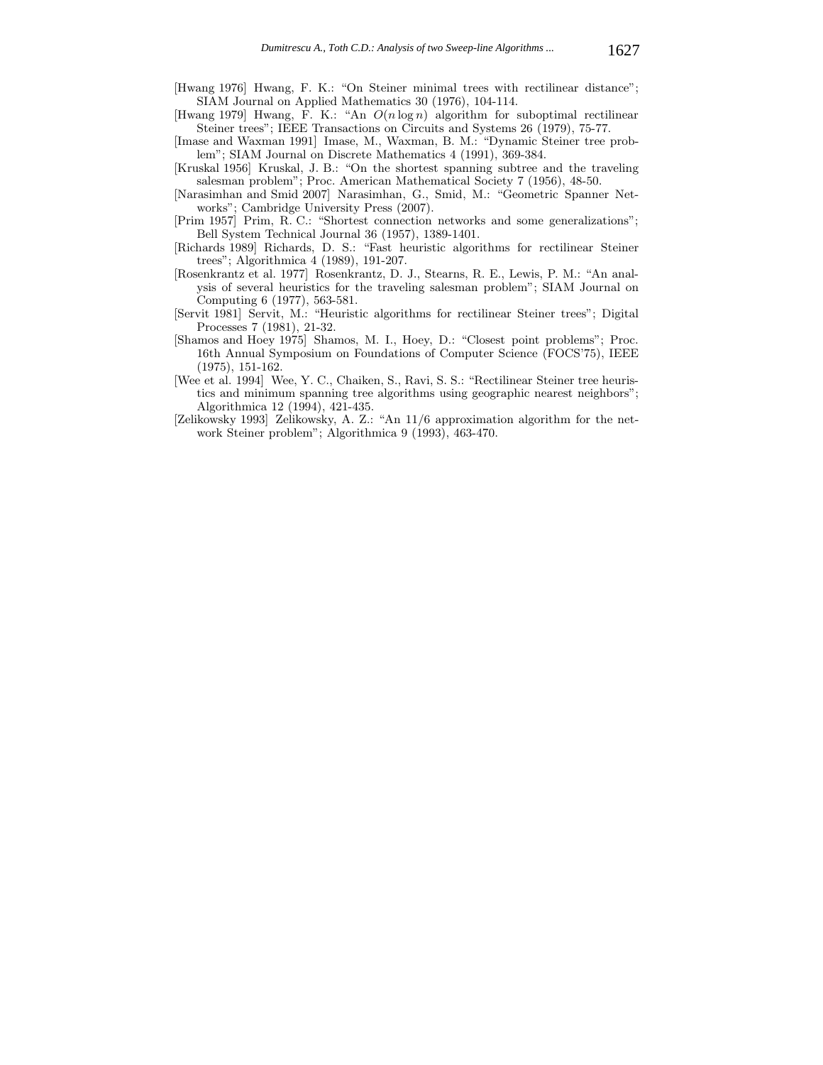[Hwang 1976] Hwang, F. K.: "On Steiner minimal trees with rectilinear distance"; SIAM Journal on Applied Mathematics 30 (1976), 104-114.

[Hwang 1979] Hwang, F. K.: "An $O(n \log n)$ algorithm for suboptimal rectilinear Steiner trees"; IEEE Transactions on Circuits and Systems 26 (1979), 75-77.

[Imase and Waxman 1991] Imase, M., Waxman, B. M.: "Dynamic Steiner tree problem"; SIAM Journal on Discrete Mathematics 4 (1991), 369-384.

[Kruskal 1956] Kruskal, J. B.: "On the shortest spanning subtree and the traveling salesman problem"; Proc. American Mathematical Society 7 (1956), 48-50.

[Narasimhan and Smid 2007] Narasimhan, G., Smid, M.: "Geometric Spanner Networks"; Cambridge University Press (2007).

[Prim 1957] Prim, R. C.: "Shortest connection networks and some generalizations"; Bell System Technical Journal 36 (1957), 1389-1401.

[Richards 1989] Richards, D. S.: "Fast heuristic algorithms for rectilinear Steiner trees"; Algorithmica 4 (1989), 191-207.

[Rosenkrantz et al. 1977] Rosenkrantz, D. J., Stearns, R. E., Lewis, P. M.: "An analysis of several heuristics for the traveling salesman problem"; SIAM Journal on Computing 6 (1977), 563-581.

[Servit 1981] Servit, M.: "Heuristic algorithms for rectilinear Steiner trees"; Digital Processes 7 (1981), 21-32.

[Shamos and Hoey 1975] Shamos, M. I., Hoey, D.: "Closest point problems"; Proc. 16th Annual Symposium on Foundations of Computer Science (FOCS'75), IEEE (1975), 151-162.

[Wee et al. 1994] Wee, Y. C., Chaiken, S., Ravi, S. S.: "Rectilinear Steiner tree heuristics and minimum spanning tree algorithms using geographic nearest neighbors"; Algorithmica 12 (1994), 421-435.

[Zelikowsky 1993] Zelikowsky, A. Z.: "An 11/6 approximation algorithm for the network Steiner problem"; Algorithmica 9 (1993), 463-470.